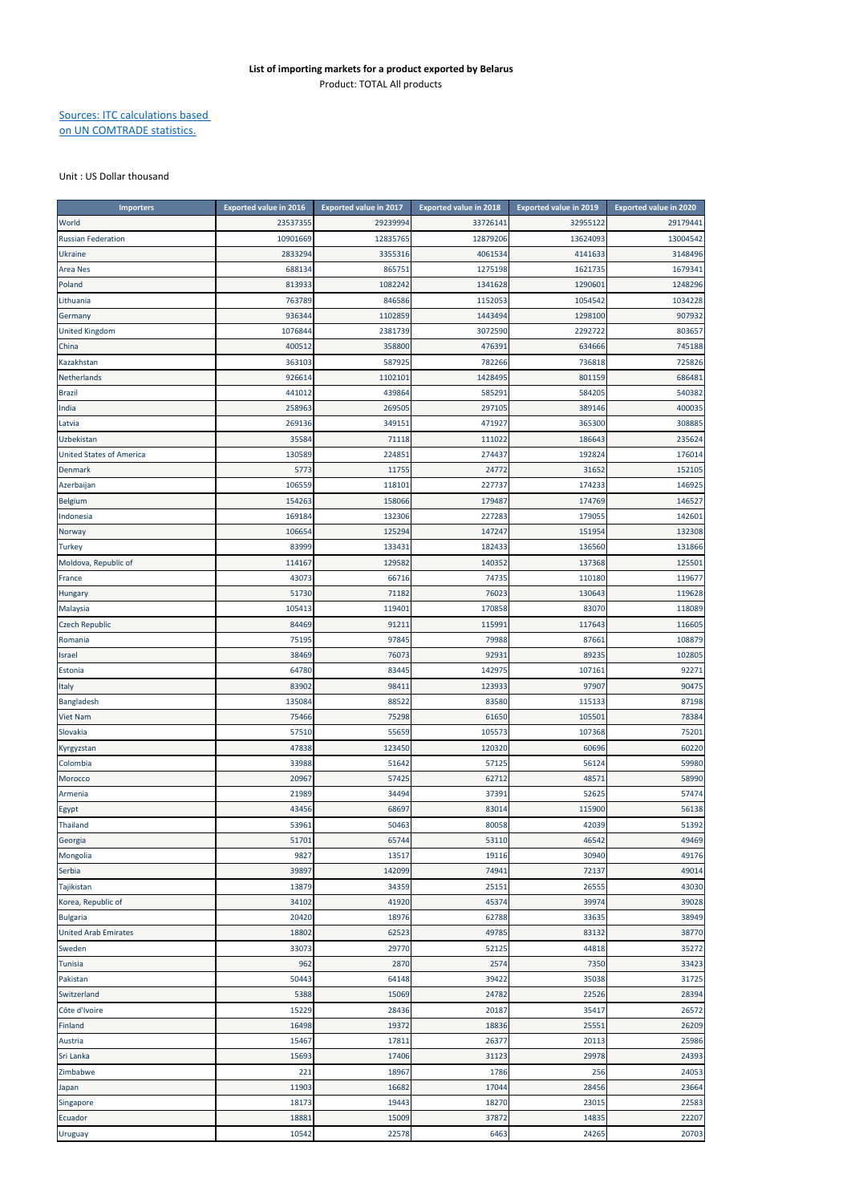**List of importing markets for a product exported by Belarus**

Product: TOTAL All products

[Sources: ITC calculations based on UN COMTRADE statistics.]

Unit : US Dollar thousand

| Importers | Exported value in 2016 | Exported value in 2017 | Exported value in 2018 | Exported value in 2019 | Exported value in 2020 |
|---|---|---|---|---|---|
| World | 23537355 | 29239994 | 33726141 | 32955122 | 29179441 |
| Russian Federation | 10901669 | 12835765 | 12879206 | 13624093 | 13004542 |
| Ukraine | 2833294 | 3355316 | 4061534 | 4141633 | 3148496 |
| Area Nes | 688134 | 865751 | 1275198 | 1621735 | 1679341 |
| Poland | 813933 | 1082242 | 1341628 | 1290601 | 1248296 |
| Lithuania | 763789 | 846586 | 1152053 | 1054542 | 1034228 |
| Germany | 936344 | 1102859 | 1443494 | 1298100 | 907932 |
| United Kingdom | 1076844 | 2381739 | 3072590 | 2292722 | 803657 |
| China | 400512 | 358800 | 476391 | 634666 | 745188 |
| Kazakhstan | 363103 | 587925 | 782266 | 736818 | 725826 |
| Netherlands | 926614 | 1102101 | 1428495 | 801159 | 686481 |
| Brazil | 441012 | 439864 | 585291 | 584205 | 540382 |
| India | 258963 | 269505 | 297105 | 389146 | 400035 |
| Latvia | 269136 | 349151 | 471927 | 365300 | 308885 |
| Uzbekistan | 35584 | 71118 | 111022 | 186643 | 235624 |
| United States of America | 130589 | 224851 | 274437 | 192824 | 176014 |
| Denmark | 5773 | 11755 | 24772 | 31652 | 152105 |
| Azerbaijan | 106559 | 118101 | 227737 | 174233 | 146925 |
| Belgium | 154263 | 158066 | 179487 | 174769 | 146527 |
| Indonesia | 169184 | 132306 | 227283 | 179055 | 142601 |
| Norway | 106654 | 125294 | 147247 | 151954 | 132308 |
| Turkey | 83999 | 133431 | 182433 | 136560 | 131866 |
| Moldova, Republic of | 114167 | 129582 | 140352 | 137368 | 125501 |
| France | 43073 | 66716 | 74735 | 110180 | 119677 |
| Hungary | 51730 | 71182 | 76023 | 130643 | 119628 |
| Malaysia | 105413 | 119401 | 170858 | 83070 | 118089 |
| Czech Republic | 84469 | 91211 | 115991 | 117643 | 116605 |
| Romania | 75195 | 97845 | 79988 | 87661 | 108879 |
| Israel | 38469 | 76073 | 92931 | 89235 | 102805 |
| Estonia | 64780 | 83445 | 142975 | 107161 | 92271 |
| Italy | 83902 | 98411 | 123933 | 97907 | 90475 |
| Bangladesh | 135084 | 88522 | 83580 | 115133 | 87198 |
| Viet Nam | 75466 | 75298 | 61650 | 105501 | 78384 |
| Slovakia | 57510 | 55659 | 105573 | 107368 | 75201 |
| Kyrgyzstan | 47838 | 123450 | 120320 | 60696 | 60220 |
| Colombia | 33988 | 51642 | 57125 | 56124 | 59980 |
| Morocco | 20967 | 57425 | 62712 | 48571 | 58990 |
| Armenia | 21989 | 34494 | 37391 | 52625 | 57474 |
| Egypt | 43456 | 68697 | 83014 | 115900 | 56138 |
| Thailand | 53961 | 50463 | 80058 | 42039 | 51392 |
| Georgia | 51701 | 65744 | 53110 | 46542 | 49469 |
| Mongolia | 9827 | 13517 | 19116 | 30940 | 49176 |
| Serbia | 39897 | 142099 | 74941 | 72137 | 49014 |
| Tajikistan | 13879 | 34359 | 25151 | 26555 | 43030 |
| Korea, Republic of | 34102 | 41920 | 45374 | 39974 | 39028 |
| Bulgaria | 20420 | 18976 | 62788 | 33635 | 38949 |
| United Arab Emirates | 18802 | 62523 | 49785 | 83132 | 38770 |
| Sweden | 33073 | 29770 | 52125 | 44818 | 35272 |
| Tunisia | 962 | 2870 | 2574 | 7350 | 33423 |
| Pakistan | 50443 | 64148 | 39422 | 35038 | 31725 |
| Switzerland | 5388 | 15069 | 24782 | 22526 | 28394 |
| Côte d'Ivoire | 15229 | 28436 | 20187 | 35417 | 26572 |
| Finland | 16498 | 19372 | 18836 | 25551 | 26209 |
| Austria | 15467 | 17811 | 26377 | 20113 | 25986 |
| Sri Lanka | 15693 | 17406 | 31123 | 29978 | 24393 |
| Zimbabwe | 221 | 18967 | 1786 | 256 | 24053 |
| Japan | 11903 | 16682 | 17044 | 28456 | 23664 |
| Singapore | 18173 | 19443 | 18270 | 23015 | 22583 |
| Ecuador | 18881 | 15009 | 37872 | 14835 | 22207 |
| Uruguay | 10542 | 22578 | 6463 | 24265 | 20703 |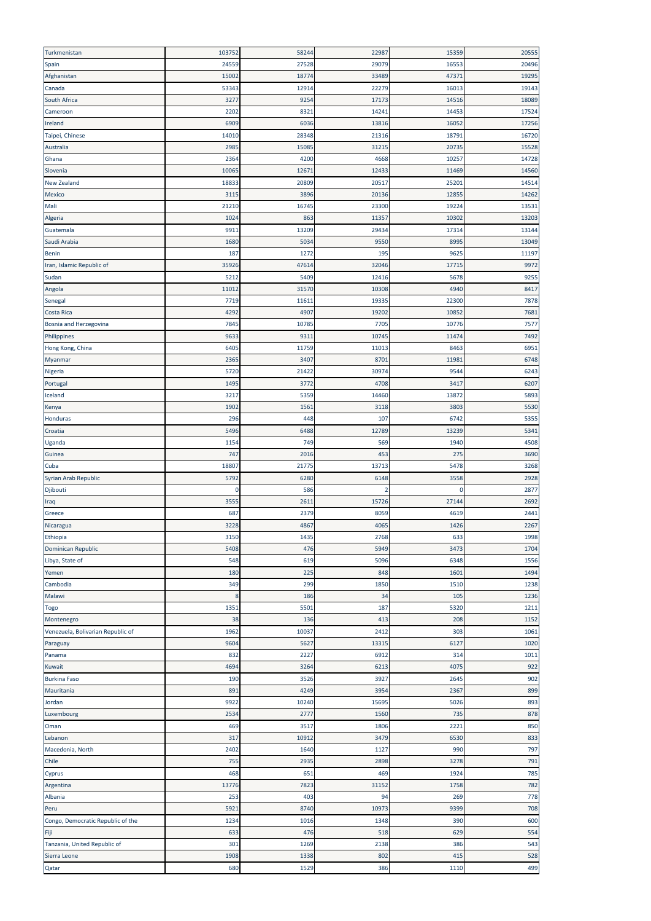| | | | | | |
|---|---|---|---|---|---|
| Turkmenistan | 103752 | 58244 | 22987 | 15359 | 20555 |
| Spain | 24559 | 27528 | 29079 | 16553 | 20496 |
| Afghanistan | 15002 | 18774 | 33489 | 47371 | 19295 |
| Canada | 53343 | 12914 | 22279 | 16013 | 19143 |
| South Africa | 3277 | 9254 | 17173 | 14516 | 18089 |
| Cameroon | 2202 | 8321 | 14241 | 14453 | 17524 |
| Ireland | 6909 | 6036 | 13816 | 16052 | 17256 |
| Taipei, Chinese | 14010 | 28348 | 21316 | 18791 | 16720 |
| Australia | 2985 | 15085 | 31215 | 20735 | 15528 |
| Ghana | 2364 | 4200 | 4668 | 10257 | 14728 |
| Slovenia | 10065 | 12671 | 12433 | 11469 | 14560 |
| New Zealand | 18833 | 20809 | 20517 | 25201 | 14514 |
| Mexico | 3115 | 3896 | 20136 | 12855 | 14262 |
| Mali | 21210 | 16745 | 23300 | 19224 | 13531 |
| Algeria | 1024 | 863 | 11357 | 10302 | 13203 |
| Guatemala | 9911 | 13209 | 29434 | 17314 | 13144 |
| Saudi Arabia | 1680 | 5034 | 9550 | 8995 | 13049 |
| Benin | 187 | 1272 | 195 | 9625 | 11197 |
| Iran, Islamic Republic of | 35926 | 47614 | 32046 | 17715 | 9972 |
| Sudan | 5212 | 5409 | 12416 | 5678 | 9255 |
| Angola | 11012 | 31570 | 10308 | 4940 | 8417 |
| Senegal | 7719 | 11611 | 19335 | 22300 | 7878 |
| Costa Rica | 4292 | 4907 | 19202 | 10852 | 7681 |
| Bosnia and Herzegovina | 7845 | 10785 | 7705 | 10776 | 7577 |
| Philippines | 9633 | 9311 | 10745 | 11474 | 7492 |
| Hong Kong, China | 6405 | 11759 | 11013 | 8463 | 6951 |
| Myanmar | 2365 | 3407 | 8701 | 11981 | 6748 |
| Nigeria | 5720 | 21422 | 30974 | 9544 | 6243 |
| Portugal | 1495 | 3772 | 4708 | 3417 | 6207 |
| Iceland | 3217 | 5359 | 14460 | 13872 | 5893 |
| Kenya | 1902 | 1561 | 3118 | 3803 | 5530 |
| Honduras | 296 | 448 | 107 | 6742 | 5355 |
| Croatia | 5496 | 6488 | 12789 | 13239 | 5341 |
| Uganda | 1154 | 749 | 569 | 1940 | 4508 |
| Guinea | 747 | 2016 | 453 | 275 | 3690 |
| Cuba | 18807 | 21775 | 13713 | 5478 | 3268 |
| Syrian Arab Republic | 5792 | 6280 | 6148 | 3558 | 2928 |
| Djibouti | 0 | 586 | 2 | 0 | 2877 |
| Iraq | 3555 | 2611 | 15726 | 27144 | 2692 |
| Greece | 687 | 2379 | 8059 | 4619 | 2441 |
| Nicaragua | 3228 | 4867 | 4065 | 1426 | 2267 |
| Ethiopia | 3150 | 1435 | 2768 | 633 | 1998 |
| Dominican Republic | 5408 | 476 | 5949 | 3473 | 1704 |
| Libya, State of | 548 | 619 | 5096 | 6348 | 1556 |
| Yemen | 180 | 225 | 848 | 1601 | 1494 |
| Cambodia | 349 | 299 | 1850 | 1510 | 1238 |
| Malawi | 8 | 186 | 34 | 105 | 1236 |
| Togo | 1351 | 5501 | 187 | 5320 | 1211 |
| Montenegro | 38 | 136 | 413 | 208 | 1152 |
| Venezuela, Bolivarian Republic of | 1962 | 10037 | 2412 | 303 | 1061 |
| Paraguay | 9604 | 5627 | 13315 | 6127 | 1020 |
| Panama | 832 | 2227 | 6912 | 314 | 1011 |
| Kuwait | 4694 | 3264 | 6213 | 4075 | 922 |
| Burkina Faso | 190 | 3526 | 3927 | 2645 | 902 |
| Mauritania | 891 | 4249 | 3954 | 2367 | 899 |
| Jordan | 9922 | 10240 | 15695 | 5026 | 893 |
| Luxembourg | 2534 | 2777 | 1560 | 735 | 878 |
| Oman | 469 | 3517 | 1806 | 2221 | 850 |
| Lebanon | 317 | 10912 | 3479 | 6530 | 833 |
| Macedonia, North | 2402 | 1640 | 1127 | 990 | 797 |
| Chile | 755 | 2935 | 2898 | 3278 | 791 |
| Cyprus | 468 | 651 | 469 | 1924 | 785 |
| Argentina | 13776 | 7823 | 31152 | 1758 | 782 |
| Albania | 253 | 403 | 94 | 269 | 778 |
| Peru | 5921 | 8740 | 10973 | 9399 | 708 |
| Congo, Democratic Republic of the | 1234 | 1016 | 1348 | 390 | 600 |
| Fiji | 633 | 476 | 518 | 629 | 554 |
| Tanzania, United Republic of | 301 | 1269 | 2138 | 386 | 543 |
| Sierra Leone | 1908 | 1338 | 802 | 415 | 528 |
| Qatar | 680 | 1529 | 386 | 1110 | 499 |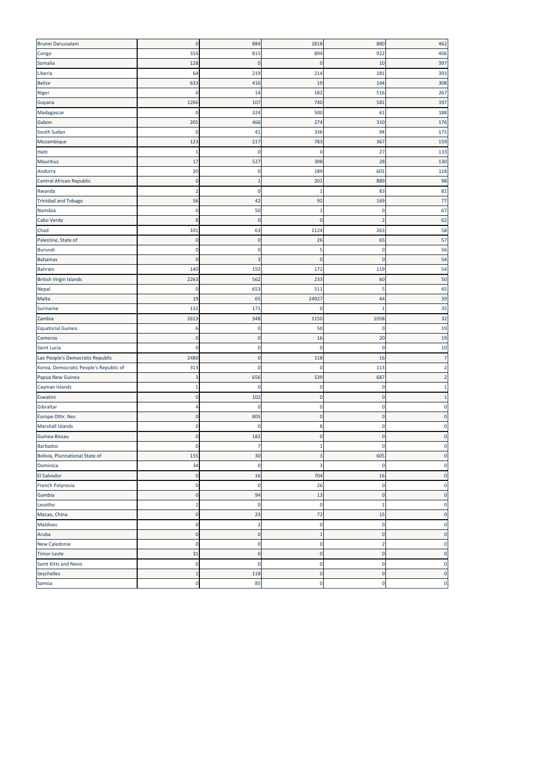| | | | | | |
|---|---|---|---|---|---|
| Brunei Darussalam | 0 | 884 | 1818 | 880 | 462 |
| Congo | 316 | 815 | 894 | 922 | 406 |
| Somalia | 128 | 0 | 0 | 10 | 397 |
| Liberia | 64 | 219 | 214 | 181 | 393 |
| Belize | 633 | 416 | 19 | 144 | 308 |
| Niger | 0 | 14 | 182 | 516 | 267 |
| Guyana | 1266 | 107 | 740 | 581 | 197 |
| Madagascar | 0 | 324 | 500 | 61 | 188 |
| Gabon | 205 | 466 | 274 | 310 | 176 |
| South Sudan | 0 | 41 | 336 | 94 | 175 |
| Mozambique | 123 | 217 | 783 | 367 | 159 |
| Haiti | 1 | 0 | 0 | 27 | 133 |
| Mauritius | 17 | 527 | 398 | 28 | 130 |
| Andorra | 20 | 0 | 189 | 601 | 118 |
| Central African Republic | 0 | 1 | 201 | 889 | 98 |
| Rwanda | 2 | 0 | 1 | 83 | 82 |
| Trinidad and Tobago | 56 | 42 | 92 | 169 | 77 |
| Namibia | 0 | 50 | 1 | 0 | 67 |
| Cabo Verde | 8 | 0 | 0 | 2 | 62 |
| Chad | 101 | 63 | 1124 | 263 | 58 |
| Palestine, State of | 0 | 0 | 26 | 65 | 57 |
| Burundi | 0 | 0 | 5 | 0 | 56 |
| Bahamas | 0 | 3 | 0 | 0 | 54 |
| Bahrain | 140 | 192 | 172 | 119 | 54 |
| British Virgin Islands | 2263 | 562 | 233 | 60 | 50 |
| Nepal | 0 | 653 | 511 | 5 | 45 |
| Malta | 19 | 65 | 24927 | 44 | 39 |
| Suriname | 132 | 171 | 0 | 1 | 35 |
| Zambia | 2613 | 348 | 1150 | 1058 | 32 |
| Equatorial Guinea | 6 | 0 | 50 | 0 | 19 |
| Comoros | 0 | 0 | 16 | 20 | 19 |
| Saint Lucia | 0 | 0 | 0 | 0 | 10 |
| Lao People's Democratic Republic | 2480 | 0 | 118 | 16 | 7 |
| Korea, Democratic People's Republic of | 313 | 0 | 0 | 113 | 2 |
| Papua New Guinea | 3 | 656 | 539 | 687 | 2 |
| Cayman Islands | 1 | 0 | 0 | 0 | 1 |
| Eswatini | 0 | 102 | 0 | 0 | 1 |
| Gibraltar | 4 | 0 | 0 | 0 | 0 |
| Europe Othr. Nes | 0 | 805 | 0 | 0 | 0 |
| Marshall Islands | 0 | 0 | 8 | 0 | 0 |
| Guinea-Bissau | 0 | 182 | 0 | 0 | 0 |
| Barbados | 0 | 7 | 1 | 0 | 0 |
| Bolivia, Plurinational State of | 155 | 30 | 3 | 605 | 0 |
| Dominica | 34 | 0 | 3 | 0 | 0 |
| El Salvador | 0 | 16 | 704 | 16 | 0 |
| French Polynesia | 0 | 0 | 26 | 0 | 0 |
| Gambia | 0 | 94 | 13 | 0 | 0 |
| Lesotho | 2 | 0 | 0 | 1 | 0 |
| Macao, China | 0 | 23 | 72 | 15 | 0 |
| Maldives | 0 | 2 | 0 | 0 | 0 |
| Aruba | 0 | 0 | 1 | 0 | 0 |
| New Caledonia | 0 | 0 | 0 | 2 | 0 |
| Timor-Leste | 31 | 0 | 0 | 0 | 0 |
| Saint Kitts and Nevis | 0 | 0 | 0 | 0 | 0 |
| Seychelles | 1 | 118 | 0 | 0 | 0 |
| Samoa | 0 | 85 | 0 | 0 | 0 |